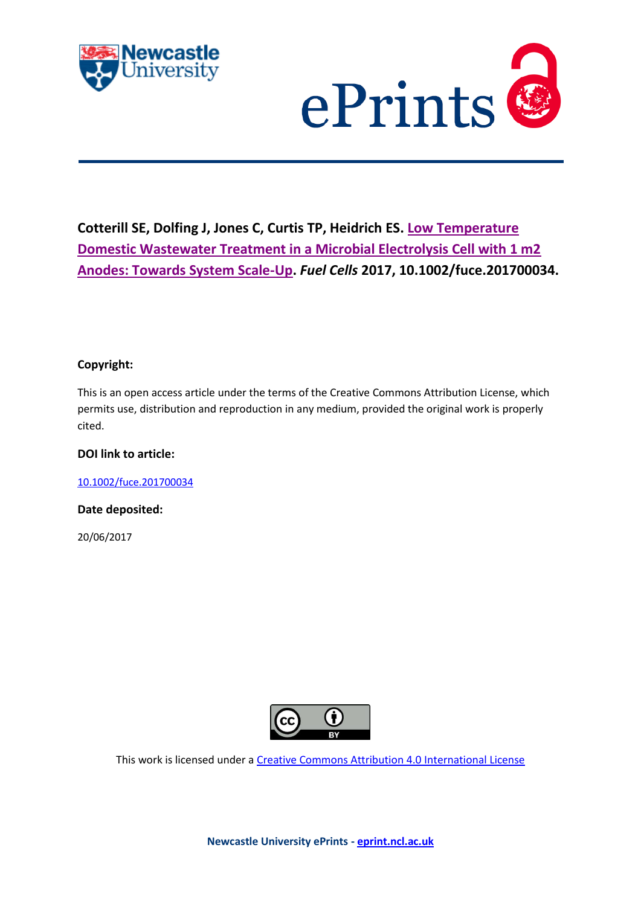**Cotterill SE, Dolfing J, Jones C, Curtis TP, Heidrich ES. Low Temperature Domestic Wastewater Treatment in a Microbial Electrolysis Cell with 1 m2 Anodes: Towards System Scale-Up. *Fuel Cells* 2017, 10.1002/fuce.201700034.**

**Copyright:**

This is an open access article under the terms of the Creative Commons Attribution License, which permits use, distribution and reproduction in any medium, provided the original work is properly cited.

**DOI link to article:**

10.1002/fuce.201700034

**Date deposited:**

20/06/2017

This work is licensed under a Creative Commons Attribution 4.0 International License

**Newcastle University ePrints - eprint.ncl.ac.uk**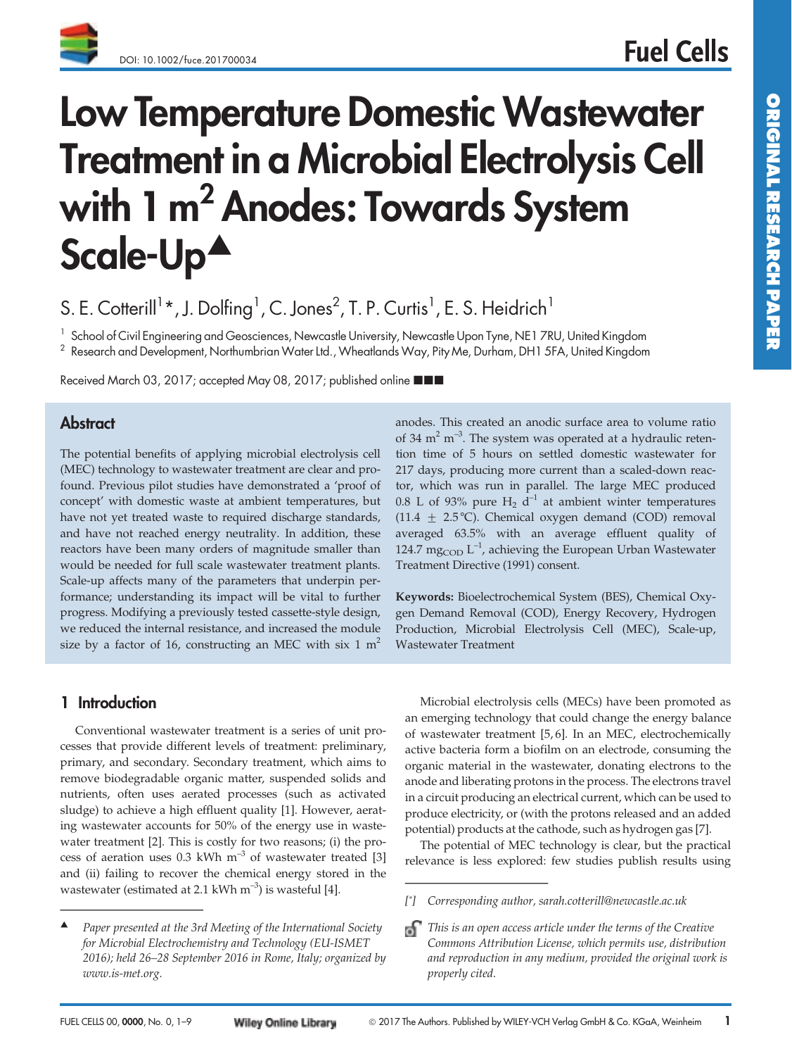# Low Temperature Domestic Wastewater Treatment in a Microbial Electrolysis Cell with 1 m$^2$ Anodes: Towards System Scale-Up▲

S. E. Cotterill[1]*, J. Dolfing[1], C. Jones[2], T. P. Curtis[1], E. S. Heidrich[1]

[1] School of Civil Engineering and Geosciences, Newcastle University, Newcastle Upon Tyne, NE1 7RU, United Kingdom

[2] Research and Development, Northumbrian Water Ltd., Wheatlands Way, Pity Me, Durham, DH1 5FA, United Kingdom

Received March 03, 2017; accepted May 08, 2017; published online ■■■

## Abstract

The potential benefits of applying microbial electrolysis cell (MEC) technology to wastewater treatment are clear and profound. Previous pilot studies have demonstrated a 'proof of concept' with domestic waste at ambient temperatures, but have not yet treated waste to required discharge standards, and have not reached energy neutrality. In addition, these reactors have been many orders of magnitude smaller than would be needed for full scale wastewater treatment plants. Scale-up affects many of the parameters that underpin performance; understanding its impact will be vital to further progress. Modifying a previously tested cassette-style design, we reduced the internal resistance, and increased the module size by a factor of 16, constructing an MEC with six 1 m$^2$ anodes. This created an anodic surface area to volume ratio of 34 m$^2$ m$^{-3}$. The system was operated at a hydraulic retention time of 5 hours on settled domestic wastewater for 217 days, producing more current than a scaled-down reactor, which was run in parallel. The large MEC produced 0.8 L of 93% pure $H_2$ d$^{-1}$ at ambient winter temperatures (11.4 ± 2.5 °C). Chemical oxygen demand (COD) removal averaged 63.5% with an average effluent quality of 124.7 mg$_{COD}$ L$^{-1}$, achieving the European Urban Wastewater Treatment Directive (1991) consent.

**Keywords:** Bioelectrochemical System (BES), Chemical Oxygen Demand Removal (COD), Energy Recovery, Hydrogen Production, Microbial Electrolysis Cell (MEC), Scale-up, Wastewater Treatment

## 1 Introduction

Conventional wastewater treatment is a series of unit processes that provide different levels of treatment: preliminary, primary, and secondary. Secondary treatment, which aims to remove biodegradable organic matter, suspended solids and nutrients, often uses aerated processes (such as activated sludge) to achieve a high effluent quality [1]. However, aerating wastewater accounts for 50% of the energy use in wastewater treatment [2]. This is costly for two reasons; (i) the process of aeration uses 0.3 kWh m$^{-3}$ of wastewater treated [3] and (ii) failing to recover the chemical energy stored in the wastewater (estimated at 2.1 kWh m$^{-3}$) is wasteful [4].

Microbial electrolysis cells (MECs) have been promoted as an emerging technology that could change the energy balance of wastewater treatment [5, 6]. In an MEC, electrochemically active bacteria form a biofilm on an electrode, consuming the organic material in the wastewater, donating electrons to the anode and liberating protons in the process. The electrons travel in a circuit producing an electrical current, which can be used to produce electricity, or (with the protons released and an added potential) products at the cathode, such as hydrogen gas [7].

The potential of MEC technology is clear, but the practical relevance is less explored: few studies publish results using

▲ *Paper presented at the 3rd Meeting of the International Society for Microbial Electrochemistry and Technology (EU-ISMET 2016); held 26–28 September 2016 in Rome, Italy; organized by www.is-met.org.*

[*] *Corresponding author, sarah.cotterill@newcastle.ac.uk*

*This is an open access article under the terms of the Creative Commons Attribution License, which permits use, distribution and reproduction in any medium, provided the original work is properly cited.*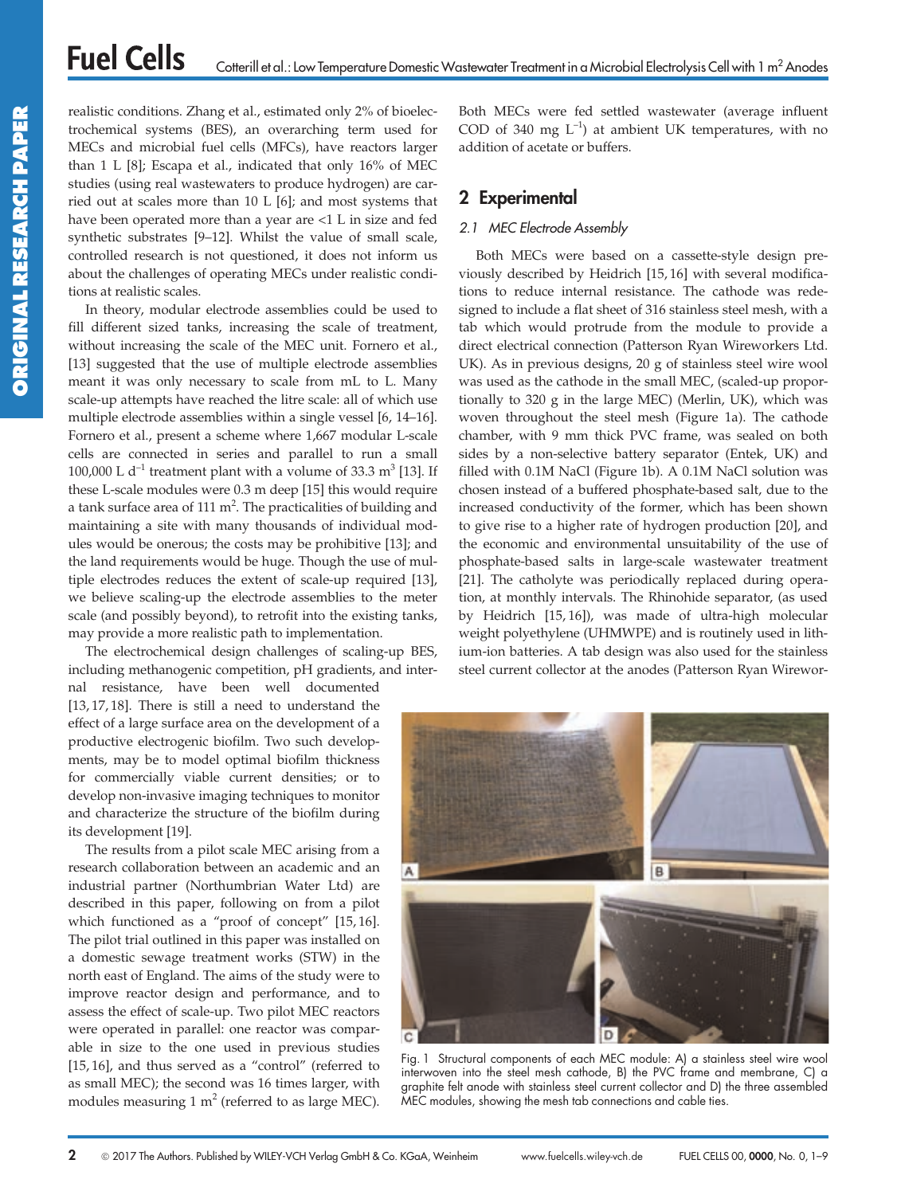realistic conditions. Zhang et al., estimated only 2% of bioelectrochemical systems (BES), an overarching term used for MECs and microbial fuel cells (MFCs), have reactors larger than 1 L [8]; Escapa et al., indicated that only 16% of MEC studies (using real wastewaters to produce hydrogen) are carried out at scales more than 10 L [6]; and most systems that have been operated more than a year are <1 L in size and fed synthetic substrates [9–12]. Whilst the value of small scale, controlled research is not questioned, it does not inform us about the challenges of operating MECs under realistic conditions at realistic scales.

In theory, modular electrode assemblies could be used to fill different sized tanks, increasing the scale of treatment, without increasing the scale of the MEC unit. Fornero et al., [13] suggested that the use of multiple electrode assemblies meant it was only necessary to scale from mL to L. Many scale-up attempts have reached the litre scale: all of which use multiple electrode assemblies within a single vessel [6, 14–16]. Fornero et al., present a scheme where 1,667 modular L-scale cells are connected in series and parallel to run a small 100,000 L $d^{-1}$ treatment plant with a volume of 33.3 $m^3$ [13]. If these L-scale modules were 0.3 m deep [15] this would require a tank surface area of 111 $m^2$. The practicalities of building and maintaining a site with many thousands of individual modules would be onerous; the costs may be prohibitive [13]; and the land requirements would be huge. Though the use of multiple electrodes reduces the extent of scale-up required [13], we believe scaling-up the electrode assemblies to the meter scale (and possibly beyond), to retrofit into the existing tanks, may provide a more realistic path to implementation.

The electrochemical design challenges of scaling-up BES, including methanogenic competition, pH gradients, and internal resistance, have been well documented [13, 17, 18]. There is still a need to understand the effect of a large surface area on the development of a productive electrogenic biofilm. Two such developments, may be to model optimal biofilm thickness for commercially viable current densities; or to develop non-invasive imaging techniques to monitor and characterize the structure of the biofilm during its development [19].

The results from a pilot scale MEC arising from a research collaboration between an academic and an industrial partner (Northumbrian Water Ltd) are described in this paper, following on from a pilot which functioned as a "proof of concept" [15, 16]. The pilot trial outlined in this paper was installed on a domestic sewage treatment works (STW) in the north east of England. The aims of the study were to improve reactor design and performance, and to assess the effect of scale-up. Two pilot MEC reactors were operated in parallel: one reactor was comparable in size to the one used in previous studies [15, 16], and thus served as a "control" (referred to as small MEC); the second was 16 times larger, with modules measuring 1 $m^2$ (referred to as large MEC). Both MECs were fed settled wastewater (average influent COD of 340 mg $L^{-1}$) at ambient UK temperatures, with no addition of acetate or buffers.

## 2 Experimental

### 2.1 MEC Electrode Assembly

Both MECs were based on a cassette-style design previously described by Heidrich [15, 16] with several modifications to reduce internal resistance. The cathode was redesigned to include a flat sheet of 316 stainless steel mesh, with a tab which would protrude from the module to provide a direct electrical connection (Patterson Ryan Wireworkers Ltd. UK). As in previous designs, 20 g of stainless steel wire wool was used as the cathode in the small MEC, (scaled-up proportionally to 320 g in the large MEC) (Merlin, UK), which was woven throughout the steel mesh (Figure 1a). The cathode chamber, with 9 mm thick PVC frame, was sealed on both sides by a non-selective battery separator (Entek, UK) and filled with 0.1M NaCl (Figure 1b). A 0.1M NaCl solution was chosen instead of a buffered phosphate-based salt, due to the increased conductivity of the former, which has been shown to give rise to a higher rate of hydrogen production [20], and the economic and environmental unsuitability of the use of phosphate-based salts in large-scale wastewater treatment [21]. The catholyte was periodically replaced during operation, at monthly intervals. The Rhinohide separator, (as used by Heidrich [15, 16]), was made of ultra-high molecular weight polyethylene (UHMWPE) and is routinely used in lithium-ion batteries. A tab design was also used for the stainless steel current collector at the anodes (Patterson Ryan Wirewor-

Fig. 1 Structural components of each MEC module: A) a stainless steel wire wool interwoven into the steel mesh cathode, B) the PVC frame and membrane, C) a graphite felt anode with stainless steel current collector and D) the three assembled MEC modules, showing the mesh tab connections and cable ties.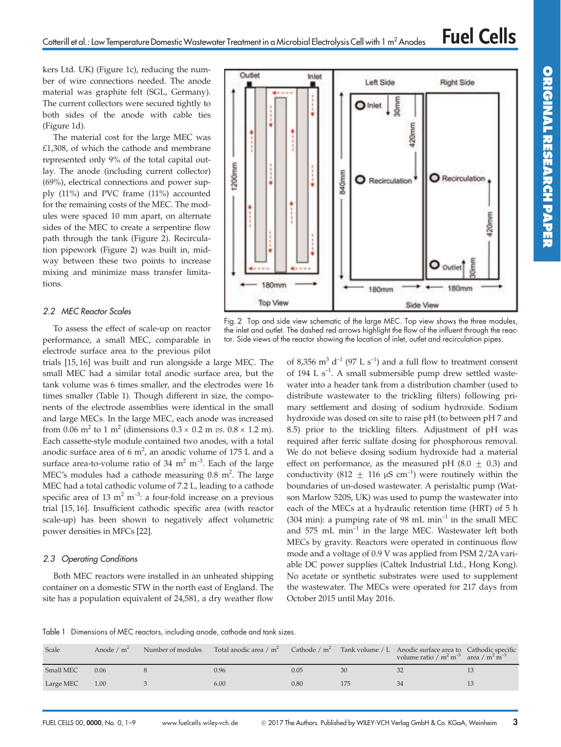kers Ltd. UK) (Figure 1c), reducing the number of wire connections needed. The anode material was graphite felt (SGL, Germany). The current collectors were secured tightly to both sides of the anode with cable ties (Figure 1d).

The material cost for the large MEC was £1,308, of which the cathode and membrane represented only 9% of the total capital outlay. The anode (including current collector) (69%), electrical connections and power supply (11%) and PVC frame (11%) accounted for the remaining costs of the MEC. The modules were spaced 10 mm apart, on alternate sides of the MEC to create a serpentine flow path through the tank (Figure 2). Recirculation pipework (Figure 2) was built in, midway between these two points to increase mixing and minimize mass transfer limitations.

Fig. 2 Top and side view schematic of the large MEC. Top view shows the three modules, the inlet and outlet. The dashed red arrows highlight the flow of the influent through the reactor. Side views of the reactor showing the location of inlet, outlet and recirculation pipes.

### 2.2 MEC Reactor Scales

To assess the effect of scale-up on reactor performance, a small MEC, comparable in electrode surface area to the previous pilot trials [15, 16] was built and run alongside a large MEC. The small MEC had a similar total anodic surface area, but the tank volume was 6 times smaller, and the electrodes were 16 times smaller (Table 1). Though different in size, the components of the electrode assemblies were identical in the small and large MECs. In the large MEC, each anode was increased from 0.06 $m^2$ to 1 $m^2$ (dimensions 0.3 × 0.2 m *vs.* 0.8 × 1.2 m). Each cassette-style module contained two anodes, with a total anodic surface area of 6 $m^2$, an anodic volume of 175 L and a surface area-to-volume ratio of 34 $m^2$ $m^{-3}$. Each of the large MEC's modules had a cathode measuring 0.8 $m^2$. The large MEC had a total cathodic volume of 7.2 L, leading to a cathode specific area of 13 $m^2$ $m^{-3}$: a four-fold increase on a previous trial [15, 16]. Insufficient cathodic specific area (with reactor scale-up) has been shown to negatively affect volumetric power densities in MFCs [22].

### 2.3 Operating Conditions

Both MEC reactors were installed in an unheated shipping container on a domestic STW in the north east of England. The site has a population equivalent of 24,581, a dry weather flow of 8,356 $m^3$ $d^{-1}$ (97 L $s^{-1}$) and a full flow to treatment consent of 194 L $s^{-1}$. A small submersible pump drew settled wastewater into a header tank from a distribution chamber (used to distribute wastewater to the trickling filters) following primary settlement and dosing of sodium hydroxide. Sodium hydroxide was dosed on site to raise pH (to between pH 7 and 8.5) prior to the trickling filters. Adjustment of pH was required after ferric sulfate dosing for phosphorous removal. We do not believe dosing sodium hydroxide had a material effect on performance, as the measured pH (8.0 ± 0.3) and conductivity (812 ± 116 μS $cm^{-1}$) were routinely within the boundaries of un-dosed wastewater. A peristaltic pump (Watson Marlow 520S, UK) was used to pump the wastewater into each of the MECs at a hydraulic retention time (HRT) of 5 h (304 min): a pumping rate of 98 mL $min^{-1}$ in the small MEC and 575 mL $min^{-1}$ in the large MEC. Wastewater left both MECs by gravity. Reactors were operated in continuous flow mode and a voltage of 0.9 V was applied from PSM 2/2A variable DC power supplies (Caltek Industrial Ltd., Hong Kong). No acetate or synthetic substrates were used to supplement the wastewater. The MECs were operated for 217 days from October 2015 until May 2016.

Table 1 Dimensions of MEC reactors, including anode, cathode and tank sizes.

| Scale | Anode / $m^2$ | Number of modules | Total anodic area / $m^2$ | Cathode / $m^2$ | Tank volume / L | Anodic surface area to volume ratio / $m^2$ $m^{-3}$ | Cathodic specific area / $m^2$ $m^{-3}$ |
|---|---|---|---|---|---|---|---|
| Small MEC | 0.06 | 8 | 0.96 | 0.05 | 30 | 32 | 13 |
| Large MEC | 1.00 | 3 | 6.00 | 0.80 | 175 | 34 | 13 |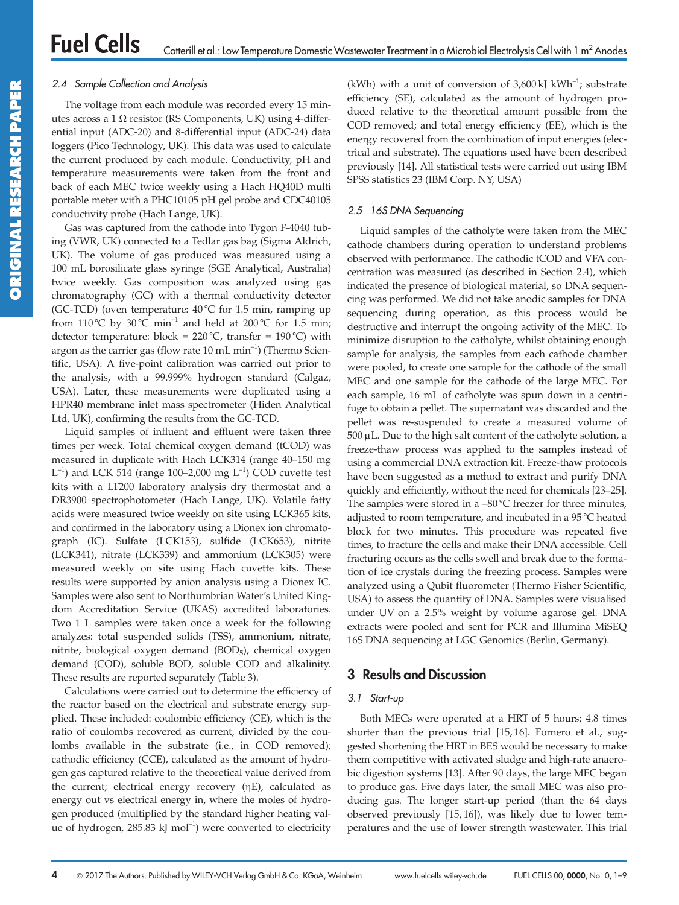### 2.4 Sample Collection and Analysis

The voltage from each module was recorded every 15 minutes across a 1 Ω resistor (RS Components, UK) using 4-differential input (ADC-20) and 8-differential input (ADC-24) data loggers (Pico Technology, UK). This data was used to calculate the current produced by each module. Conductivity, pH and temperature measurements were taken from the front and back of each MEC twice weekly using a Hach HQ40D multi portable meter with a PHC10105 pH gel probe and CDC40105 conductivity probe (Hach Lange, UK).

Gas was captured from the cathode into Tygon F-4040 tubing (VWR, UK) connected to a Tedlar gas bag (Sigma Aldrich, UK). The volume of gas produced was measured using a 100 mL borosilicate glass syringe (SGE Analytical, Australia) twice weekly. Gas composition was analyzed using gas chromatography (GC) with a thermal conductivity detector (GC-TCD) (oven temperature: 40 °C for 1.5 min, ramping up from 110 °C by 30 °C $min^{-1}$ and held at 200 °C for 1.5 min; detector temperature: block = 220 °C, transfer = 190 °C) with argon as the carrier gas (flow rate 10 mL $min^{-1}$) (Thermo Scientific, USA). A five-point calibration was carried out prior to the analysis, with a 99.999% hydrogen standard (Calgaz, USA). Later, these measurements were duplicated using a HPR40 membrane inlet mass spectrometer (Hiden Analytical Ltd, UK), confirming the results from the GC-TCD.

Liquid samples of influent and effluent were taken three times per week. Total chemical oxygen demand (tCOD) was measured in duplicate with Hach LCK314 (range 40–150 mg $L^{-1}$) and LCK 514 (range 100–2,000 mg $L^{-1}$) COD cuvette test kits with a LT200 laboratory analysis dry thermostat and a DR3900 spectrophotometer (Hach Lange, UK). Volatile fatty acids were measured twice weekly on site using LCK365 kits, and confirmed in the laboratory using a Dionex ion chromatograph (IC). Sulfate (LCK153), sulfide (LCK653), nitrite (LCK341), nitrate (LCK339) and ammonium (LCK305) were measured weekly on site using Hach cuvette kits. These results were supported by anion analysis using a Dionex IC. Samples were also sent to Northumbrian Water's United Kingdom Accreditation Service (UKAS) accredited laboratories. Two 1 L samples were taken once a week for the following analyzes: total suspended solids (TSS), ammonium, nitrate, nitrite, biological oxygen demand ($BOD_5$), chemical oxygen demand (COD), soluble BOD, soluble COD and alkalinity. These results are reported separately (Table 3).

Calculations were carried out to determine the efficiency of the reactor based on the electrical and substrate energy supplied. These included: coulombic efficiency (CE), which is the ratio of coulombs recovered as current, divided by the coulombs available in the substrate (i.e., in COD removed); cathodic efficiency (CCE), calculated as the amount of hydrogen gas captured relative to the theoretical value derived from the current; electrical energy recovery (ηE), calculated as energy out vs electrical energy in, where the moles of hydrogen produced (multiplied by the standard higher heating value of hydrogen, 285.83 kJ $mol^{-1}$) were converted to electricity (kWh) with a unit of conversion of 3,600 kJ $kWh^{-1}$; substrate efficiency (SE), calculated as the amount of hydrogen produced relative to the theoretical amount possible from the COD removed; and total energy efficiency (EE), which is the energy recovered from the combination of input energies (electrical and substrate). The equations used have been described previously [14]. All statistical tests were carried out using IBM SPSS statistics 23 (IBM Corp. NY, USA)

### 2.5 16S DNA Sequencing

Liquid samples of the catholyte were taken from the MEC cathode chambers during operation to understand problems observed with performance. The cathodic tCOD and VFA concentration was measured (as described in Section 2.4), which indicated the presence of biological material, so DNA sequencing was performed. We did not take anodic samples for DNA sequencing during operation, as this process would be destructive and interrupt the ongoing activity of the MEC. To minimize disruption to the catholyte, whilst obtaining enough sample for analysis, the samples from each cathode chamber were pooled, to create one sample for the cathode of the small MEC and one sample for the cathode of the large MEC. For each sample, 16 mL of catholyte was spun down in a centrifuge to obtain a pellet. The supernatant was discarded and the pellet was re-suspended to create a measured volume of 500 μL. Due to the high salt content of the catholyte solution, a freeze-thaw process was applied to the samples instead of using a commercial DNA extraction kit. Freeze-thaw protocols have been suggested as a method to extract and purify DNA quickly and efficiently, without the need for chemicals [23–25]. The samples were stored in a –80 °C freezer for three minutes, adjusted to room temperature, and incubated in a 95 °C heated block for two minutes. This procedure was repeated five times, to fracture the cells and make their DNA accessible. Cell fracturing occurs as the cells swell and break due to the formation of ice crystals during the freezing process. Samples were analyzed using a Qubit fluorometer (Thermo Fisher Scientific, USA) to assess the quantity of DNA. Samples were visualised under UV on a 2.5% weight by volume agarose gel. DNA extracts were pooled and sent for PCR and Illumina MiSEQ 16S DNA sequencing at LGC Genomics (Berlin, Germany).

## 3 Results and Discussion

### 3.1 Start-up

Both MECs were operated at a HRT of 5 hours; 4.8 times shorter than the previous trial [15, 16]. Fornero et al., suggested shortening the HRT in BES would be necessary to make them competitive with activated sludge and high-rate anaerobic digestion systems [13]. After 90 days, the large MEC began to produce gas. Five days later, the small MEC was also producing gas. The longer start-up period (than the 64 days observed previously [15, 16]), was likely due to lower temperatures and the use of lower strength wastewater. This trial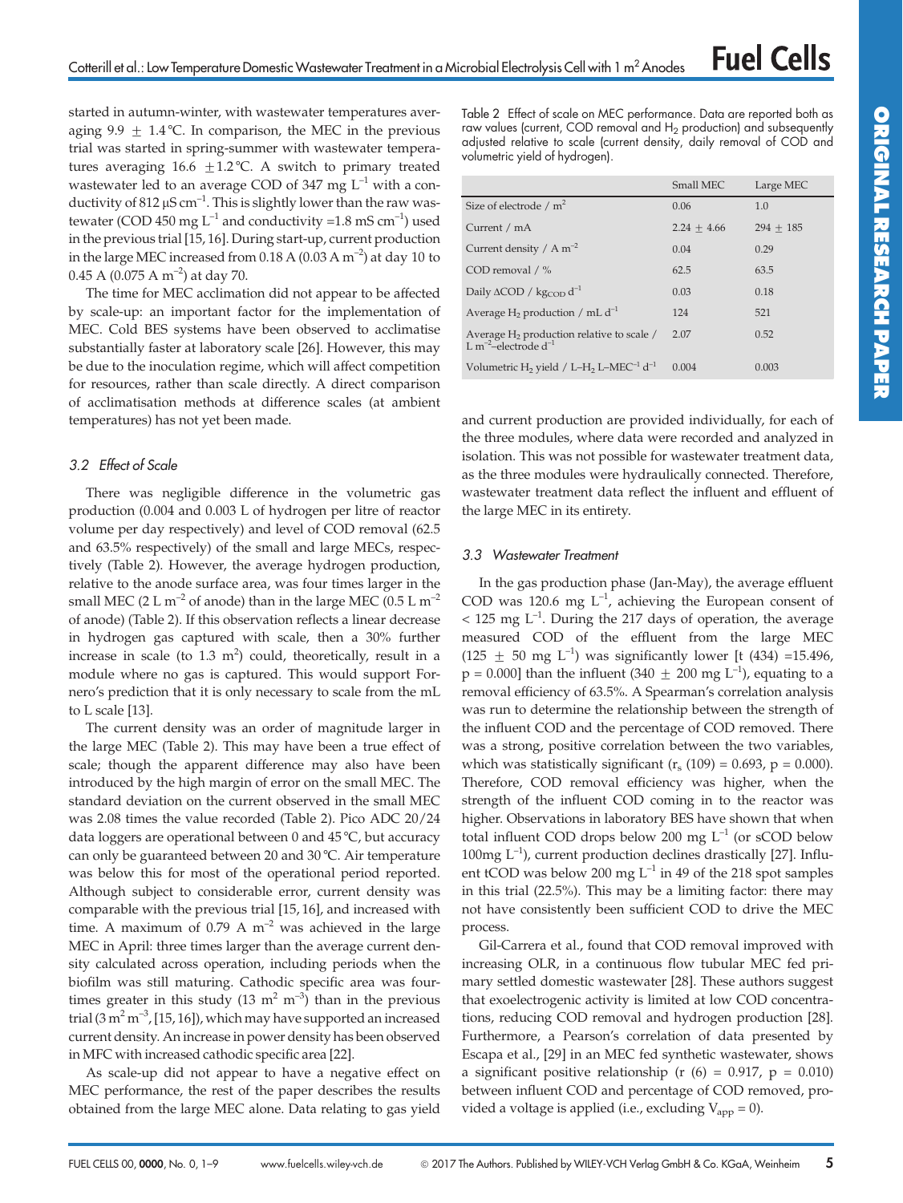started in autumn-winter, with wastewater temperatures averaging 9.9 $\pm$ 1.4 °C. In comparison, the MEC in the previous trial was started in spring-summer with wastewater temperatures averaging 16.6 $\pm$1.2 °C. A switch to primary treated wastewater led to an average COD of 347 mg $L^{-1}$ with a conductivity of 812 µS $cm^{-1}$. This is slightly lower than the raw wastewater (COD 450 mg $L^{-1}$ and conductivity =1.8 mS $cm^{-1}$) used in the previous trial [15, 16]. During start-up, current production in the large MEC increased from 0.18 A (0.03 A $m^{-2}$) at day 10 to 0.45 A (0.075 A $m^{-2}$) at day 70.

The time for MEC acclimation did not appear to be affected by scale-up: an important factor for the implementation of MEC. Cold BES systems have been observed to acclimatise substantially faster at laboratory scale [26]. However, this may be due to the inoculation regime, which will affect competition for resources, rather than scale directly. A direct comparison of acclimatisation methods at difference scales (at ambient temperatures) has not yet been made.

### 3.2 Effect of Scale

There was negligible difference in the volumetric gas production (0.004 and 0.003 L of hydrogen per litre of reactor volume per day respectively) and level of COD removal (62.5 and 63.5% respectively) of the small and large MECs, respectively (Table 2). However, the average hydrogen production, relative to the anode surface area, was four times larger in the small MEC (2 L $m^{-2}$ of anode) than in the large MEC (0.5 L $m^{-2}$ of anode) (Table 2). If this observation reflects a linear decrease in hydrogen gas captured with scale, then a 30% further increase in scale (to 1.3 $m^2$) could, theoretically, result in a module where no gas is captured. This would support Fornero's prediction that it is only necessary to scale from the mL to L scale [13].

The current density was an order of magnitude larger in the large MEC (Table 2). This may have been a true effect of scale; though the apparent difference may also have been introduced by the high margin of error on the small MEC. The standard deviation on the current observed in the small MEC was 2.08 times the value recorded (Table 2). Pico ADC 20/24 data loggers are operational between 0 and 45 °C, but accuracy can only be guaranteed between 20 and 30 °C. Air temperature was below this for most of the operational period reported. Although subject to considerable error, current density was comparable with the previous trial [15, 16], and increased with time. A maximum of 0.79 A $m^{-2}$ was achieved in the large MEC in April: three times larger than the average current density calculated across operation, including periods when the biofilm was still maturing. Cathodic specific area was four-times greater in this study (13 $m^2$ $m^{-3}$) than in the previous trial (3 $m^2$ $m^{-3}$, [15, 16]), which may have supported an increased current density. An increase in power density has been observed in MFC with increased cathodic specific area [22].

As scale-up did not appear to have a negative effect on MEC performance, the rest of the paper describes the results obtained from the large MEC alone. Data relating to gas yield and current production are provided individually, for each of the three modules, where data were recorded and analyzed in isolation. This was not possible for wastewater treatment data, as the three modules were hydraulically connected. Therefore, wastewater treatment data reflect the influent and effluent of the large MEC in its entirety.

Table 2 Effect of scale on MEC performance. Data are reported both as raw values (current, COD removal and $H_2$ production) and subsequently adjusted relative to scale (current density, daily removal of COD and volumetric yield of hydrogen).

| | Small MEC | Large MEC |
|---|---|---|
| Size of electrode / $m^2$ | 0.06 | 1.0 |
| Current / mA | 2.24 $\pm$ 4.66 | 294 $\pm$ 185 |
| Current density / A $m^{-2}$ | 0.04 | 0.29 |
| COD removal / % | 62.5 | 63.5 |
| Daily ΔCOD / $kg_{COD}$ $d^{-1}$ | 0.03 | 0.18 |
| Average $H_2$ production / mL $d^{-1}$ | 124 | 521 |
| Average $H_2$ production relative to scale / L $m^{-2}$–electrode $d^{-1}$ | 2.07 | 0.52 |
| Volumetric $H_2$ yield / L–$H_2$ L–$MEC^{-1}$ $d^{-1}$ | 0.004 | 0.003 |

### 3.3 Wastewater Treatment

In the gas production phase (Jan-May), the average effluent COD was 120.6 mg $L^{-1}$, achieving the European consent of < 125 mg $L^{-1}$. During the 217 days of operation, the average measured COD of the effluent from the large MEC (125 $\pm$ 50 mg $L^{-1}$) was significantly lower [t (434) =15.496, p = 0.000] than the influent (340 $\pm$ 200 mg $L^{-1}$), equating to a removal efficiency of 63.5%. A Spearman's correlation analysis was run to determine the relationship between the strength of the influent COD and the percentage of COD removed. There was a strong, positive correlation between the two variables, which was statistically significant ($r_s$ (109) = 0.693, p = 0.000). Therefore, COD removal efficiency was higher, when the strength of the influent COD coming in to the reactor was higher. Observations in laboratory BES have shown that when total influent COD drops below 200 mg $L^{-1}$ (or sCOD below 100mg $L^{-1}$), current production declines drastically [27]. Influent tCOD was below 200 mg $L^{-1}$ in 49 of the 218 spot samples in this trial (22.5%). This may be a limiting factor: there may not have consistently been sufficient COD to drive the MEC process.

Gil-Carrera et al., found that COD removal improved with increasing OLR, in a continuous flow tubular MEC fed primary settled domestic wastewater [28]. These authors suggest that exoelectrogenic activity is limited at low COD concentrations, reducing COD removal and hydrogen production [28]. Furthermore, a Pearson's correlation of data presented by Escapa et al., [29] in an MEC fed synthetic wastewater, shows a significant positive relationship (r (6) = 0.917, p = 0.010) between influent COD and percentage of COD removed, provided a voltage is applied (i.e., excluding $V_{app}$ = 0).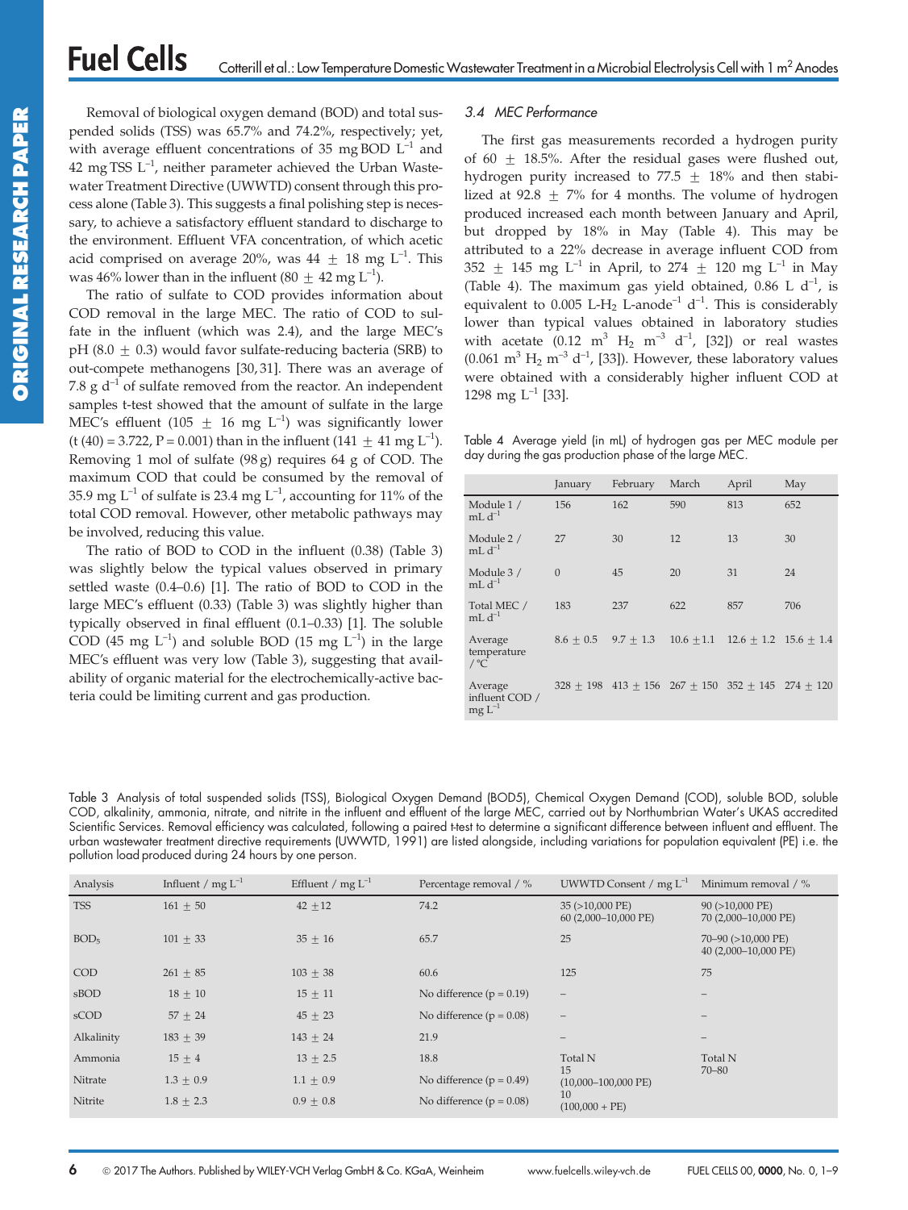Removal of biological oxygen demand (BOD) and total suspended solids (TSS) was 65.7% and 74.2%, respectively; yet, with average effluent concentrations of 35 mg BOD $L^{-1}$ and 42 mg TSS $L^{-1}$, neither parameter achieved the Urban Wastewater Treatment Directive (UWWTD) consent through this process alone (Table 3). This suggests a final polishing step is necessary, to achieve a satisfactory effluent standard to discharge to the environment. Effluent VFA concentration, of which acetic acid comprised on average 20%, was 44 ± 18 mg $L^{-1}$. This was 46% lower than in the influent (80 ± 42 mg $L^{-1}$).

The ratio of sulfate to COD provides information about COD removal in the large MEC. The ratio of COD to sulfate in the influent (which was 2.4), and the large MEC's pH (8.0 ± 0.3) would favor sulfate-reducing bacteria (SRB) to out-compete methanogens [30, 31]. There was an average of 7.8 g $d^{-1}$ of sulfate removed from the reactor. An independent samples t-test showed that the amount of sulfate in the large MEC's effluent (105 ± 16 mg $L^{-1}$) was significantly lower ($t(40) = 3.722$, $P = 0.001$) than in the influent (141 ± 41 mg $L^{-1}$). Removing 1 mol of sulfate (98 g) requires 64 g of COD. The maximum COD that could be consumed by the removal of 35.9 mg $L^{-1}$ of sulfate is 23.4 mg $L^{-1}$, accounting for 11% of the total COD removal. However, other metabolic pathways may be involved, reducing this value.

The ratio of BOD to COD in the influent (0.38) (Table 3) was slightly below the typical values observed in primary settled waste (0.4–0.6) [1]. The ratio of BOD to COD in the large MEC's effluent (0.33) (Table 3) was slightly higher than typically observed in final effluent (0.1–0.33) [1]. The soluble COD (45 mg $L^{-1}$) and soluble BOD (15 mg $L^{-1}$) in the large MEC's effluent were very low (Table 3), suggesting that availability of organic material for the electrochemically-active bacteria could be limiting current and gas production.

### 3.4 MEC Performance

The first gas measurements recorded a hydrogen purity of 60 ± 18.5%. After the residual gases were flushed out, hydrogen purity increased to 77.5 ± 18% and then stabilized at 92.8 ± 7% for 4 months. The volume of hydrogen produced increased each month between January and April, but dropped by 18% in May (Table 4). This may be attributed to a 22% decrease in average influent COD from 352 ± 145 mg $L^{-1}$ in April, to 274 ± 120 mg $L^{-1}$ in May (Table 4). The maximum gas yield obtained, 0.86 L $d^{-1}$, is equivalent to 0.005 L-$H_2$ L-anode$^{-1}$ $d^{-1}$. This is considerably lower than typical values obtained in laboratory studies with acetate (0.12 $m^3$ $H_2$ $m^{-3}$ $d^{-1}$, [32]) or real wastes (0.061 $m^3$ $H_2$ $m^{-3}$ $d^{-1}$, [33]). However, these laboratory values were obtained with a considerably higher influent COD at 1298 mg $L^{-1}$ [33].

Table 4 Average yield (in mL) of hydrogen gas per MEC module per day during the gas production phase of the large MEC.

| | January | February | March | April | May |
|---|---|---|---|---|---|
| Module 1 / mL $d^{-1}$ | 156 | 162 | 590 | 813 | 652 |
| Module 2 / mL $d^{-1}$ | 27 | 30 | 12 | 13 | 30 |
| Module 3 / mL $d^{-1}$ | 0 | 45 | 20 | 31 | 24 |
| Total MEC / mL $d^{-1}$ | 183 | 237 | 622 | 857 | 706 |
| Average temperature / °C | 8.6 ± 0.5 | 9.7 ± 1.3 | 10.6 ± 1.1 | 12.6 ± 1.2 | 15.6 ± 1.4 |
| Average influent COD / mg $L^{-1}$ | 328 ± 198 | 413 ± 156 | 267 ± 150 | 352 ± 145 | 274 ± 120 |

Table 3 Analysis of total suspended solids (TSS), Biological Oxygen Demand (BOD5), Chemical Oxygen Demand (COD), soluble BOD, soluble COD, alkalinity, ammonia, nitrate, and nitrite in the influent and effluent of the large MEC, carried out by Northumbrian Water's UKAS accredited Scientific Services. Removal efficiency was calculated, following a paired t-test to determine a significant difference between influent and effluent. The urban wastewater treatment directive requirements (UWWTD, 1991) are listed alongside, including variations for population equivalent (PE) i.e. the pollution load produced during 24 hours by one person.

| Analysis | Influent / mg $L^{-1}$ | Effluent / mg $L^{-1}$ | Percentage removal / % | UWWTD Consent / mg $L^{-1}$ | Minimum removal / % |
|---|---|---|---|---|---|
| TSS | 161 ± 50 | 42 ± 12 | 74.2 | 35 (>10,000 PE)<br>60 (2,000–10,000 PE) | 90 (>10,000 PE)<br>70 (2,000–10,000 PE) |
| $BOD_5$ | 101 ± 33 | 35 ± 16 | 65.7 | 25 | 70–90 (>10,000 PE)<br>40 (2,000–10,000 PE) |
| COD | 261 ± 85 | 103 ± 38 | 60.6 | 125 | 75 |
| sBOD | 18 ± 10 | 15 ± 11 | No difference ($p = 0.19$) | – | – |
| sCOD | 57 ± 24 | 45 ± 23 | No difference ($p = 0.08$) | – | – |
| Alkalinity | 183 ± 39 | 143 ± 24 | 21.9 | – | – |
| Ammonia | 15 ± 4 | 13 ± 2.5 | 18.8 | Total N<br>15 | Total N<br>70–80 |
| Nitrate | 1.3 ± 0.9 | 1.1 ± 0.9 | No difference ($p = 0.49$) | (10,000–100,000 PE)<br>10 | |
| Nitrite | 1.8 ± 2.3 | 0.9 ± 0.8 | No difference ($p = 0.08$) | (100,000 + PE) | |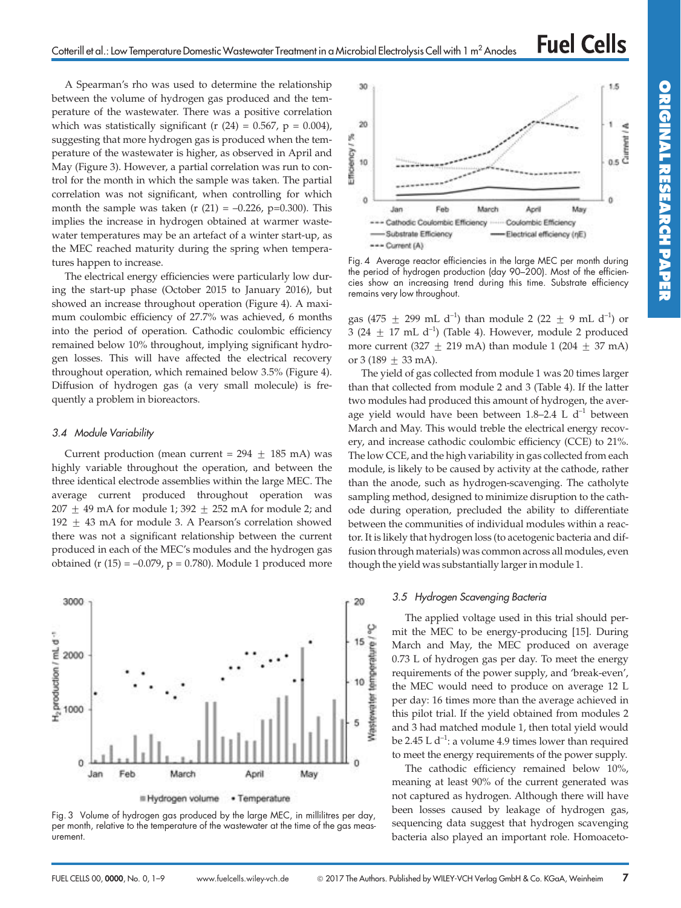A Spearman's rho was used to determine the relationship between the volume of hydrogen gas produced and the temperature of the wastewater. There was a positive correlation which was statistically significant ($r$ (24) = 0.567, $p$ = 0.004), suggesting that more hydrogen gas is produced when the temperature of the wastewater is higher, as observed in April and May (Figure 3). However, a partial correlation was run to control for the month in which the sample was taken. The partial correlation was not significant, when controlling for which month the sample was taken ($r$ (21) = –0.226, p=0.300). This implies the increase in hydrogen obtained at warmer wastewater temperatures may be an artefact of a winter start-up, as the MEC reached maturity during the spring when temperatures happen to increase.

The electrical energy efficiencies were particularly low during the start-up phase (October 2015 to January 2016), but showed an increase throughout operation (Figure 4). A maximum coulombic efficiency of 27.7% was achieved, 6 months into the period of operation. Cathodic coulombic efficiency remained below 10% throughout, implying significant hydrogen losses. This will have affected the electrical energy efficiency throughout operation, which remained below 3.5% (Figure 4). Diffusion of hydrogen gas (a very small molecule) is frequently a problem in bioreactors.

### *3.4 Module Variability*

Current production (mean current = 294 ± 185 mA) was highly variable throughout the operation, and between the three identical electrode assemblies within the large MEC. The average current produced throughout operation was 207 ± 49 mA for module 1; 392 ± 252 mA for module 2; and 192 ± 43 mA for module 3. A Pearson's correlation showed there was not a significant relationship between the current produced in each of the MEC's modules and the hydrogen gas obtained ($r$ (15) = –0.079, p = 0.780). Module 1 produced more gas (475 ± 299 mL $d^{-1}$) than module 2 (22 ± 9 mL $d^{-1}$) or 3 (24 ± 17 mL $d^{-1}$) (Table 4). However, module 2 produced more current (327 ± 219 mA) than module 1 (204 ± 37 mA) or 3 (189 ± 33 mA).

The yield of gas collected from module 1 was 20 times larger than that collected from module 2 and 3 (Table 4). If the latter two modules had produced this amount of hydrogen, the average yield would have been between 1.8–2.4 L $d^{-1}$ between March and May. This would treble the electrical energy recovery, and increase cathodic coulombic efficiency (CCE) to 21%. The low CCE, and the high variability in gas collected from each module, is likely to be caused by activity at the cathode, rather than the anode, such as hydrogen-scavenging. The catholyte sampling method, designed to minimize disruption to the cathode during operation, precluded the ability to differentiate between the communities of individual modules within a reactor. It is likely that hydrogen loss (to acetogenic bacteria and diffusion through materials) was common across all modules, even though the yield was substantially larger in module 1.

Fig. 4 Average reactor efficiencies in the large MEC per month during the period of hydrogen production (day 90–200). Most of the efficiencies show an increasing trend during this time. Substrate efficiency remains very low throughout.

Fig. 3 Volume of hydrogen gas produced by the large MEC, in millilitres per day, per month, relative to the temperature of the wastewater at the time of the gas measurement.

### *3.5 Hydrogen Scavenging Bacteria*

The applied voltage used in this trial should permit the MEC to be energy-producing [15]. During March and May, the MEC produced on average 0.73 L of hydrogen gas per day. To meet the energy requirements of the power supply, and 'break-even', the MEC would need to produce on average 12 L per day: 16 times more than the average achieved in this pilot trial. If the yield obtained from modules 2 and 3 had matched module 1, then total yield would be 2.45 L $d^{-1}$: a volume 4.9 times lower than required to meet the energy requirements of the power supply.

The cathodic efficiency remained below 10%, meaning at least 90% of the current generated was not captured as hydrogen. Although there will have been losses caused by leakage of hydrogen gas, sequencing data suggest that hydrogen scavenging bacteria also played an important role. Homoaceto-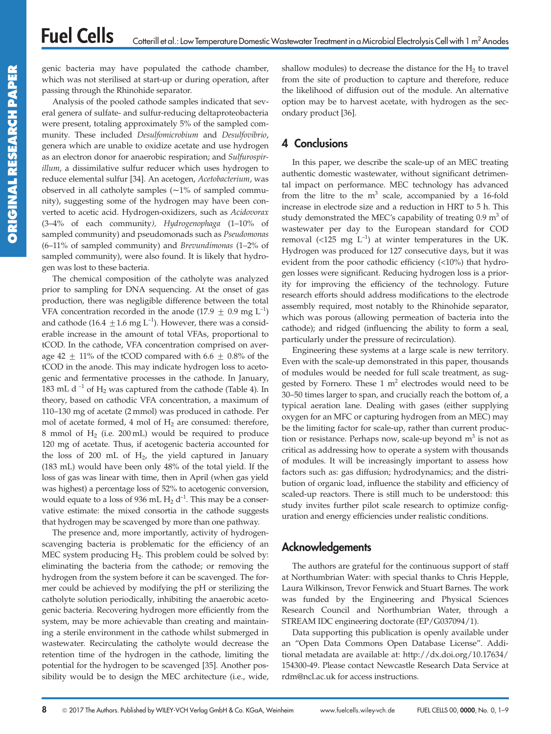genic bacteria may have populated the cathode chamber, which was not sterilised at start-up or during operation, after passing through the Rhinohide separator.

Analysis of the pooled cathode samples indicated that several genera of sulfate- and sulfur-reducing deltaproteobacteria were present, totaling approximately 5% of the sampled community. These included *Desulfomicrobium* and *Desulfovibrio*, genera which are unable to oxidize acetate and use hydrogen as an electron donor for anaerobic respiration; and *Sulfurospirillum*, a dissimilative sulfur reducer which uses hydrogen to reduce elemental sulfur [34]. An acetogen, *Acetobacterium*, was observed in all catholyte samples (~1% of sampled community), suggesting some of the hydrogen may have been converted to acetic acid. Hydrogen-oxidizers, such as *Acidovorax* (3–4% of each community), *Hydrogenophaga* (1–10% of sampled community) and pseudomonads such as *Pseudomonas* (6–11% of sampled community) and *Brevundimonas* (1–2% of sampled community), were also found. It is likely that hydrogen was lost to these bacteria.

The chemical composition of the catholyte was analyzed prior to sampling for DNA sequencing. At the onset of gas production, there was negligible difference between the total VFA concentration recorded in the anode ($17.9 \pm 0.9$ mg $L^{-1}$) and cathode ($16.4 \pm 1.6$ mg $L^{-1}$). However, there was a considerable increase in the amount of total VFAs, proportional to tCOD. In the cathode, VFA concentration comprised on average $42 \pm 11$% of the tCOD compared with $6.6 \pm 0.8$% of the tCOD in the anode. This may indicate hydrogen loss to acetogenic and fermentative processes in the cathode. In January, 183 mL $d^{-1}$ of $H_2$ was captured from the cathode (Table 4). In theory, based on cathodic VFA concentration, a maximum of 110–130 mg of acetate (2 mmol) was produced in cathode. Per mol of acetate formed, 4 mol of $H_2$ are consumed: therefore, 8 mmol of $H_2$ (i.e. 200 mL) would be required to produce 120 mg of acetate. Thus, if acetogenic bacteria accounted for the loss of 200 mL of $H_2$, the yield captured in January (183 mL) would have been only 48% of the total yield. If the loss of gas was linear with time, then in April (when gas yield was highest) a percentage loss of 52% to acetogenic conversion, would equate to a loss of 936 mL $H_2$ $d^{-1}$. This may be a conservative estimate: the mixed consortia in the cathode suggests that hydrogen may be scavenged by more than one pathway.

The presence and, more importantly, activity of hydrogen-scavenging bacteria is problematic for the efficiency of an MEC system producing $H_2$. This problem could be solved by: eliminating the bacteria from the cathode; or removing the hydrogen from the system before it can be scavenged. The former could be achieved by modifying the pH or sterilizing the catholyte solution periodically, inhibiting the anaerobic acetogenic bacteria. Recovering hydrogen more efficiently from the system, may be more achievable than creating and maintaining a sterile environment in the cathode whilst submerged in wastewater. Recirculating the catholyte would decrease the retention time of the hydrogen in the cathode, limiting the potential for the hydrogen to be scavenged [35]. Another possibility would be to design the MEC architecture (i.e., wide, shallow modules) to decrease the distance for the $H_2$ to travel from the site of production to capture and therefore, reduce the likelihood of diffusion out of the module. An alternative option may be to harvest acetate, with hydrogen as the secondary product [36].

## 4 Conclusions

In this paper, we describe the scale-up of an MEC treating authentic domestic wastewater, without significant detrimental impact on performance. MEC technology has advanced from the litre to the $m^3$ scale, accompanied by a 16-fold increase in electrode size and a reduction in HRT to 5 h. This study demonstrated the MEC's capability of treating 0.9 $m^3$ of wastewater per day to the European standard for COD removal (<125 mg $L^{-1}$) at winter temperatures in the UK. Hydrogen was produced for 127 consecutive days, but it was evident from the poor cathodic efficiency (<10%) that hydrogen losses were significant. Reducing hydrogen loss is a priority for improving the efficiency of the technology. Future research efforts should address modifications to the electrode assembly required, most notably to the Rhinohide separator, which was porous (allowing permeation of bacteria into the cathode); and ridged (influencing the ability to form a seal, particularly under the pressure of recirculation).

Engineering these systems at a large scale is new territory. Even with the scale-up demonstrated in this paper, thousands of modules would be needed for full scale treatment, as suggested by Fornero. These 1 $m^2$ electrodes would need to be 30–50 times larger to span, and crucially reach the bottom of, a typical aeration lane. Dealing with gases (either supplying oxygen for an MFC or capturing hydrogen from an MEC) may be the limiting factor for scale-up, rather than current production or resistance. Perhaps now, scale-up beyond $m^3$ is not as critical as addressing how to operate a system with thousands of modules. It will be increasingly important to assess how factors such as: gas diffusion; hydrodynamics; and the distribution of organic load, influence the stability and efficiency of scaled-up reactors. There is still much to be understood: this study invites further pilot scale research to optimize configuration and energy efficiencies under realistic conditions.

## Acknowledgements

The authors are grateful for the continuous support of staff at Northumbrian Water: with special thanks to Chris Hepple, Laura Wilkinson, Trevor Fenwick and Stuart Barnes. The work was funded by the Engineering and Physical Sciences Research Council and Northumbrian Water, through a STREAM IDC engineering doctorate (EP/G037094/1).

Data supporting this publication is openly available under an "Open Data Commons Open Database License". Additional metadata are available at: http://dx.doi.org/10.17634/154300-49. Please contact Newcastle Research Data Service at rdm@ncl.ac.uk for access instructions.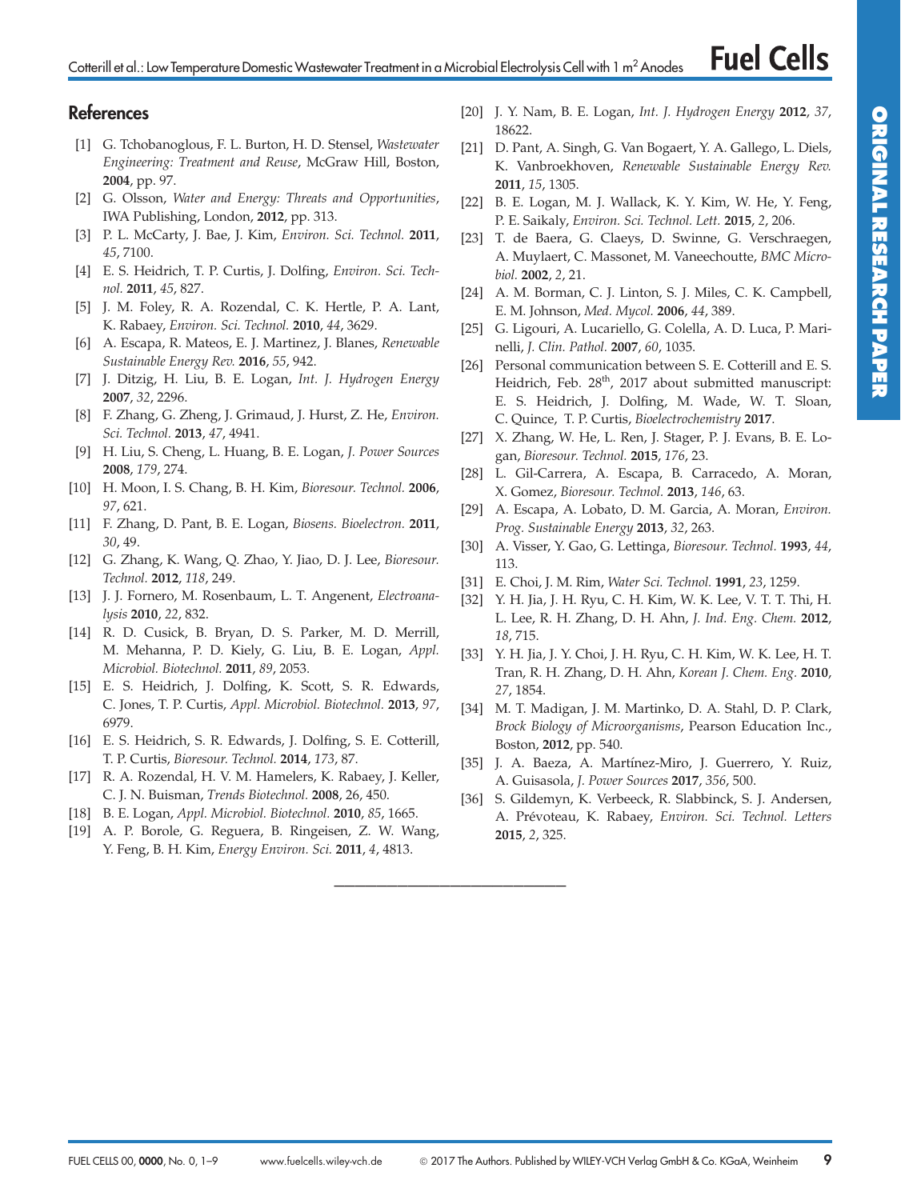## References

[1] G. Tchobanoglous, F. L. Burton, H. D. Stensel, *Wastewater Engineering: Treatment and Reuse*, McGraw Hill, Boston, **2004**, pp. 97.

[2] G. Olsson, *Water and Energy: Threats and Opportunities*, IWA Publishing, London, **2012**, pp. 313.

[3] P. L. McCarty, J. Bae, J. Kim, *Environ. Sci. Technol.* **2011**, *45*, 7100.

[4] E. S. Heidrich, T. P. Curtis, J. Dolfing, *Environ. Sci. Technol.* **2011**, *45*, 827.

[5] J. M. Foley, R. A. Rozendal, C. K. Hertle, P. A. Lant, K. Rabaey, *Environ. Sci. Technol.* **2010**, *44*, 3629.

[6] A. Escapa, R. Mateos, E. J. Martinez, J. Blanes, *Renewable Sustainable Energy Rev.* **2016**, *55*, 942.

[7] J. Ditzig, H. Liu, B. E. Logan, *Int. J. Hydrogen Energy* **2007**, *32*, 2296.

[8] F. Zhang, G. Zheng, J. Grimaud, J. Hurst, Z. He, *Environ. Sci. Technol.* **2013**, *47*, 4941.

[9] H. Liu, S. Cheng, L. Huang, B. E. Logan, *J. Power Sources* **2008**, *179*, 274.

[10] H. Moon, I. S. Chang, B. H. Kim, *Bioresour. Technol.* **2006**, *97*, 621.

[11] F. Zhang, D. Pant, B. E. Logan, *Biosens. Bioelectron.* **2011**, *30*, 49.

[12] G. Zhang, K. Wang, Q. Zhao, Y. Jiao, D. J. Lee, *Bioresour. Technol.* **2012**, *118*, 249.

[13] J. J. Fornero, M. Rosenbaum, L. T. Angenent, *Electroanalysis* **2010**, *22*, 832.

[14] R. D. Cusick, B. Bryan, D. S. Parker, M. D. Merrill, M. Mehanna, P. D. Kiely, G. Liu, B. E. Logan, *Appl. Microbiol. Biotechnol.* **2011**, *89*, 2053.

[15] E. S. Heidrich, J. Dolfing, K. Scott, S. R. Edwards, C. Jones, T. P. Curtis, *Appl. Microbiol. Biotechnol.* **2013**, *97*, 6979.

[16] E. S. Heidrich, S. R. Edwards, J. Dolfing, S. E. Cotterill, T. P. Curtis, *Bioresour. Technol.* **2014**, *173*, 87.

[17] R. A. Rozendal, H. V. M. Hamelers, K. Rabaey, J. Keller, C. J. N. Buisman, *Trends Biotechnol.* **2008**, 26, 450.

[18] B. E. Logan, *Appl. Microbiol. Biotechnol.* **2010**, *85*, 1665.

[19] A. P. Borole, G. Reguera, B. Ringeisen, Z. W. Wang, Y. Feng, B. H. Kim, *Energy Environ. Sci.* **2011**, *4*, 4813.

[20] J. Y. Nam, B. E. Logan, *Int. J. Hydrogen Energy* **2012**, *37*, 18622.

[21] D. Pant, A. Singh, G. Van Bogaert, Y. A. Gallego, L. Diels, K. Vanbroekhoven, *Renewable Sustainable Energy Rev.* **2011**, *15*, 1305.

[22] B. E. Logan, M. J. Wallack, K. Y. Kim, W. He, Y. Feng, P. E. Saikaly, *Environ. Sci. Technol. Lett.* **2015**, *2*, 206.

[23] T. de Baera, G. Claeys, D. Swinne, G. Verschraegen, A. Muylaert, C. Massonet, M. Vaneechoutte, *BMC Microbiol.* **2002**, *2*, 21.

[24] A. M. Borman, C. J. Linton, S. J. Miles, C. K. Campbell, E. M. Johnson, *Med. Mycol.* **2006**, *44*, 389.

[25] G. Ligouri, A. Lucariello, G. Colella, A. D. Luca, P. Marinelli, *J. Clin. Pathol.* **2007**, *60*, 1035.

[26] Personal communication between S. E. Cotterill and E. S. Heidrich, Feb. 28th, 2017 about submitted manuscript: E. S. Heidrich, J. Dolfing, M. Wade, W. T. Sloan, C. Quince, T. P. Curtis, *Bioelectrochemistry* **2017**.

[27] X. Zhang, W. He, L. Ren, J. Stager, P. J. Evans, B. E. Logan, *Bioresour. Technol.* **2015**, *176*, 23.

[28] L. Gil-Carrera, A. Escapa, B. Carracedo, A. Moran, X. Gomez, *Bioresour. Technol.* **2013**, *146*, 63.

[29] A. Escapa, A. Lobato, D. M. Garcia, A. Moran, *Environ. Prog. Sustainable Energy* **2013**, *32*, 263.

[30] A. Visser, Y. Gao, G. Lettinga, *Bioresour. Technol.* **1993**, *44*, 113.

[31] E. Choi, J. M. Rim, *Water Sci. Technol.* **1991**, *23*, 1259.

[32] Y. H. Jia, J. H. Ryu, C. H. Kim, W. K. Lee, V. T. T. Thi, H. L. Lee, R. H. Zhang, D. H. Ahn, *J. Ind. Eng. Chem.* **2012**, *18*, 715.

[33] Y. H. Jia, J. Y. Choi, J. H. Ryu, C. H. Kim, W. K. Lee, H. T. Tran, R. H. Zhang, D. H. Ahn, *Korean J. Chem. Eng.* **2010**, *27*, 1854.

[34] M. T. Madigan, J. M. Martinko, D. A. Stahl, D. P. Clark, *Brock Biology of Microorganisms*, Pearson Education Inc., Boston, **2012**, pp. 540.

[35] J. A. Baeza, A. Martínez-Miro, J. Guerrero, Y. Ruiz, A. Guisasola, *J. Power Sources* **2017**, *356*, 500.

[36] S. Gildemyn, K. Verbeeck, R. Slabbinck, S. J. Andersen, A. Prévoteau, K. Rabaey, *Environ. Sci. Technol. Letters* **2015**, *2*, 325.

______________________